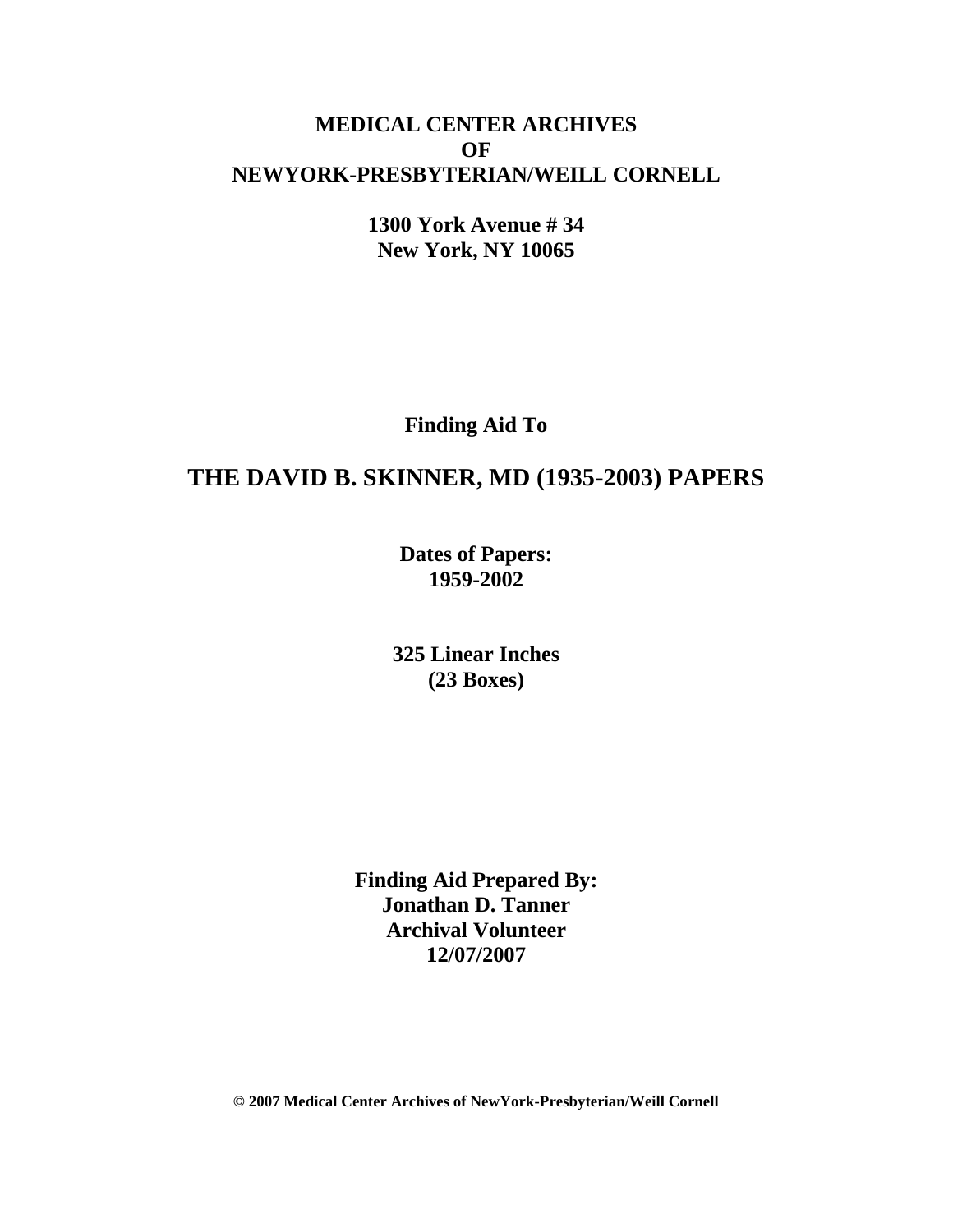**MEDICAL CENTER ARCHIVES**
**OF**
**NEWYORK-PRESBYTERIAN/WEILL CORNELL**

**1300 York Avenue # 34**
**New York, NY 10065**

**Finding Aid To**

# THE DAVID B. SKINNER, MD (1935-2003) PAPERS

**Dates of Papers:**
**1959-2002**

**325 Linear Inches**
**(23 Boxes)**

**Finding Aid Prepared By:**
**Jonathan D. Tanner**
**Archival Volunteer**
**12/07/2007**

**© 2007 Medical Center Archives of NewYork-Presbyterian/Weill Cornell**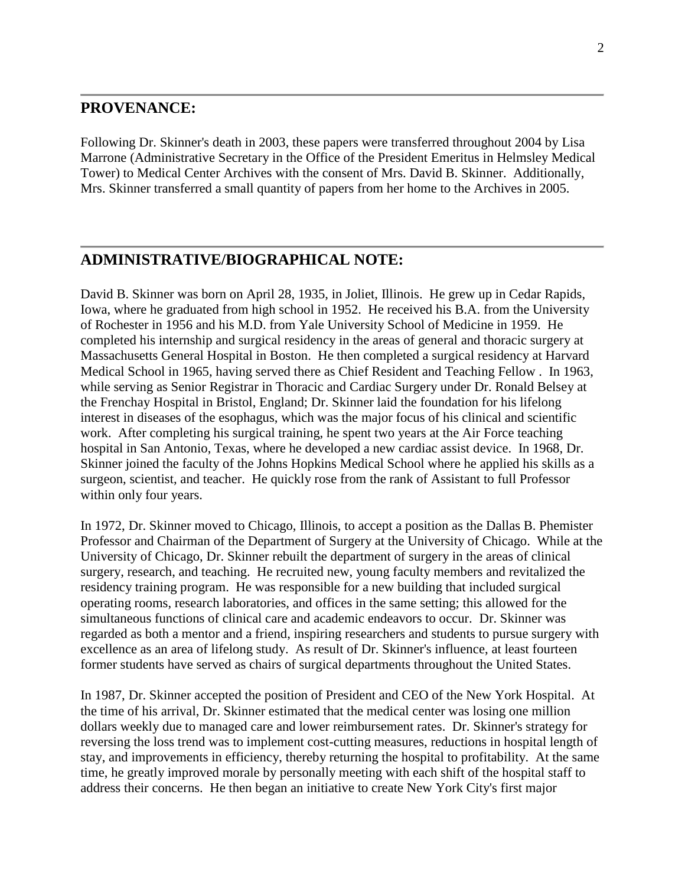## PROVENANCE:

Following Dr. Skinner's death in 2003, these papers were transferred throughout 2004 by Lisa Marrone (Administrative Secretary in the Office of the President Emeritus in Helmsley Medical Tower) to Medical Center Archives with the consent of Mrs. David B. Skinner. Additionally, Mrs. Skinner transferred a small quantity of papers from her home to the Archives in 2005.

## ADMINISTRATIVE/BIOGRAPHICAL NOTE:

David B. Skinner was born on April 28, 1935, in Joliet, Illinois. He grew up in Cedar Rapids, Iowa, where he graduated from high school in 1952. He received his B.A. from the University of Rochester in 1956 and his M.D. from Yale University School of Medicine in 1959. He completed his internship and surgical residency in the areas of general and thoracic surgery at Massachusetts General Hospital in Boston. He then completed a surgical residency at Harvard Medical School in 1965, having served there as Chief Resident and Teaching Fellow . In 1963, while serving as Senior Registrar in Thoracic and Cardiac Surgery under Dr. Ronald Belsey at the Frenchay Hospital in Bristol, England; Dr. Skinner laid the foundation for his lifelong interest in diseases of the esophagus, which was the major focus of his clinical and scientific work. After completing his surgical training, he spent two years at the Air Force teaching hospital in San Antonio, Texas, where he developed a new cardiac assist device. In 1968, Dr. Skinner joined the faculty of the Johns Hopkins Medical School where he applied his skills as a surgeon, scientist, and teacher. He quickly rose from the rank of Assistant to full Professor within only four years.

In 1972, Dr. Skinner moved to Chicago, Illinois, to accept a position as the Dallas B. Phemister Professor and Chairman of the Department of Surgery at the University of Chicago. While at the University of Chicago, Dr. Skinner rebuilt the department of surgery in the areas of clinical surgery, research, and teaching. He recruited new, young faculty members and revitalized the residency training program. He was responsible for a new building that included surgical operating rooms, research laboratories, and offices in the same setting; this allowed for the simultaneous functions of clinical care and academic endeavors to occur. Dr. Skinner was regarded as both a mentor and a friend, inspiring researchers and students to pursue surgery with excellence as an area of lifelong study. As result of Dr. Skinner's influence, at least fourteen former students have served as chairs of surgical departments throughout the United States.

In 1987, Dr. Skinner accepted the position of President and CEO of the New York Hospital. At the time of his arrival, Dr. Skinner estimated that the medical center was losing one million dollars weekly due to managed care and lower reimbursement rates. Dr. Skinner's strategy for reversing the loss trend was to implement cost-cutting measures, reductions in hospital length of stay, and improvements in efficiency, thereby returning the hospital to profitability. At the same time, he greatly improved morale by personally meeting with each shift of the hospital staff to address their concerns. He then began an initiative to create New York City's first major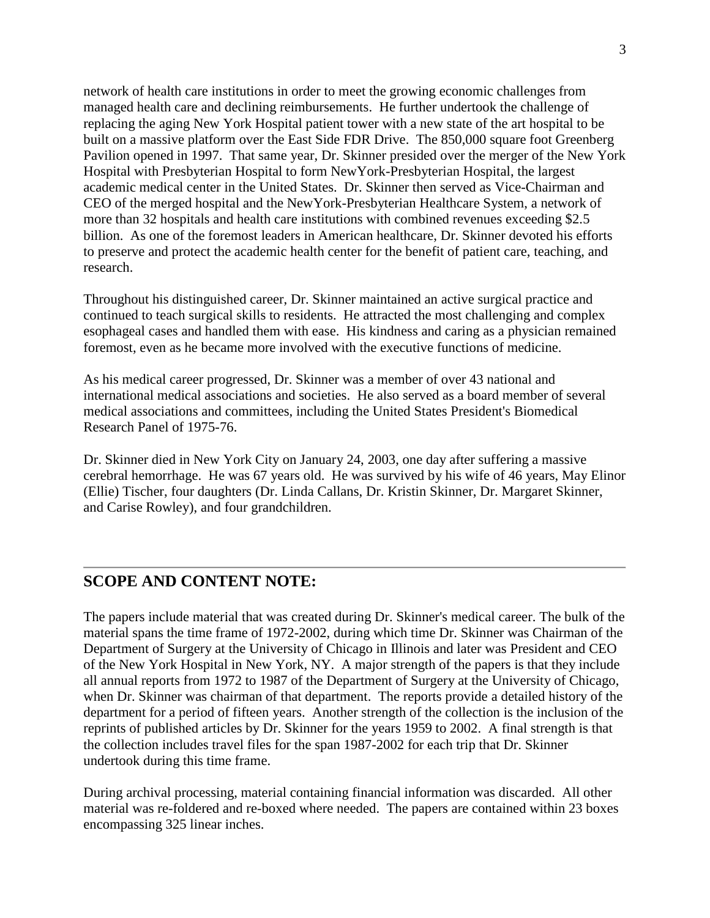network of health care institutions in order to meet the growing economic challenges from managed health care and declining reimbursements. He further undertook the challenge of replacing the aging New York Hospital patient tower with a new state of the art hospital to be built on a massive platform over the East Side FDR Drive. The 850,000 square foot Greenberg Pavilion opened in 1997. That same year, Dr. Skinner presided over the merger of the New York Hospital with Presbyterian Hospital to form NewYork-Presbyterian Hospital, the largest academic medical center in the United States. Dr. Skinner then served as Vice-Chairman and CEO of the merged hospital and the NewYork-Presbyterian Healthcare System, a network of more than 32 hospitals and health care institutions with combined revenues exceeding $2.5 billion. As one of the foremost leaders in American healthcare, Dr. Skinner devoted his efforts to preserve and protect the academic health center for the benefit of patient care, teaching, and research.

Throughout his distinguished career, Dr. Skinner maintained an active surgical practice and continued to teach surgical skills to residents. He attracted the most challenging and complex esophageal cases and handled them with ease. His kindness and caring as a physician remained foremost, even as he became more involved with the executive functions of medicine.

As his medical career progressed, Dr. Skinner was a member of over 43 national and international medical associations and societies. He also served as a board member of several medical associations and committees, including the United States President's Biomedical Research Panel of 1975-76.

Dr. Skinner died in New York City on January 24, 2003, one day after suffering a massive cerebral hemorrhage. He was 67 years old. He was survived by his wife of 46 years, May Elinor (Ellie) Tischer, four daughters (Dr. Linda Callans, Dr. Kristin Skinner, Dr. Margaret Skinner, and Carise Rowley), and four grandchildren.

---

## SCOPE AND CONTENT NOTE:

The papers include material that was created during Dr. Skinner's medical career. The bulk of the material spans the time frame of 1972-2002, during which time Dr. Skinner was Chairman of the Department of Surgery at the University of Chicago in Illinois and later was President and CEO of the New York Hospital in New York, NY. A major strength of the papers is that they include all annual reports from 1972 to 1987 of the Department of Surgery at the University of Chicago, when Dr. Skinner was chairman of that department. The reports provide a detailed history of the department for a period of fifteen years. Another strength of the collection is the inclusion of the reprints of published articles by Dr. Skinner for the years 1959 to 2002. A final strength is that the collection includes travel files for the span 1987-2002 for each trip that Dr. Skinner undertook during this time frame.

During archival processing, material containing financial information was discarded. All other material was re-foldered and re-boxed where needed. The papers are contained within 23 boxes encompassing 325 linear inches.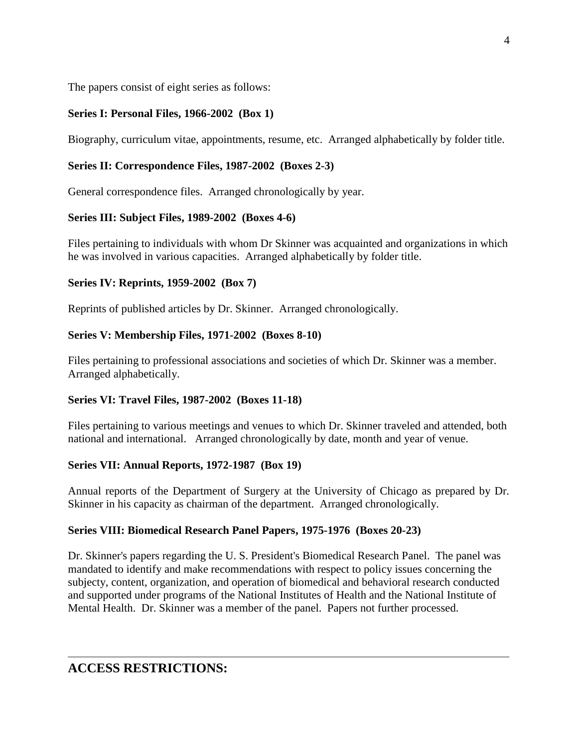The papers consist of eight series as follows:

**Series I: Personal Files, 1966-2002 (Box 1)**

Biography, curriculum vitae, appointments, resume, etc. Arranged alphabetically by folder title.

**Series II: Correspondence Files, 1987-2002 (Boxes 2-3)**

General correspondence files. Arranged chronologically by year.

**Series III: Subject Files, 1989-2002 (Boxes 4-6)**

Files pertaining to individuals with whom Dr Skinner was acquainted and organizations in which he was involved in various capacities. Arranged alphabetically by folder title.

**Series IV: Reprints, 1959-2002 (Box 7)**

Reprints of published articles by Dr. Skinner. Arranged chronologically.

**Series V: Membership Files, 1971-2002 (Boxes 8-10)**

Files pertaining to professional associations and societies of which Dr. Skinner was a member. Arranged alphabetically.

**Series VI: Travel Files, 1987-2002 (Boxes 11-18)**

Files pertaining to various meetings and venues to which Dr. Skinner traveled and attended, both national and international. Arranged chronologically by date, month and year of venue.

**Series VII: Annual Reports, 1972-1987 (Box 19)**

Annual reports of the Department of Surgery at the University of Chicago as prepared by Dr. Skinner in his capacity as chairman of the department. Arranged chronologically.

**Series VIII: Biomedical Research Panel Papers, 1975-1976 (Boxes 20-23)**

Dr. Skinner's papers regarding the U. S. President's Biomedical Research Panel. The panel was mandated to identify and make recommendations with respect to policy issues concerning the subjecty, content, organization, and operation of biomedical and behavioral research conducted and supported under programs of the National Institutes of Health and the National Institute of Mental Health. Dr. Skinner was a member of the panel. Papers not further processed.

---

## ACCESS RESTRICTIONS: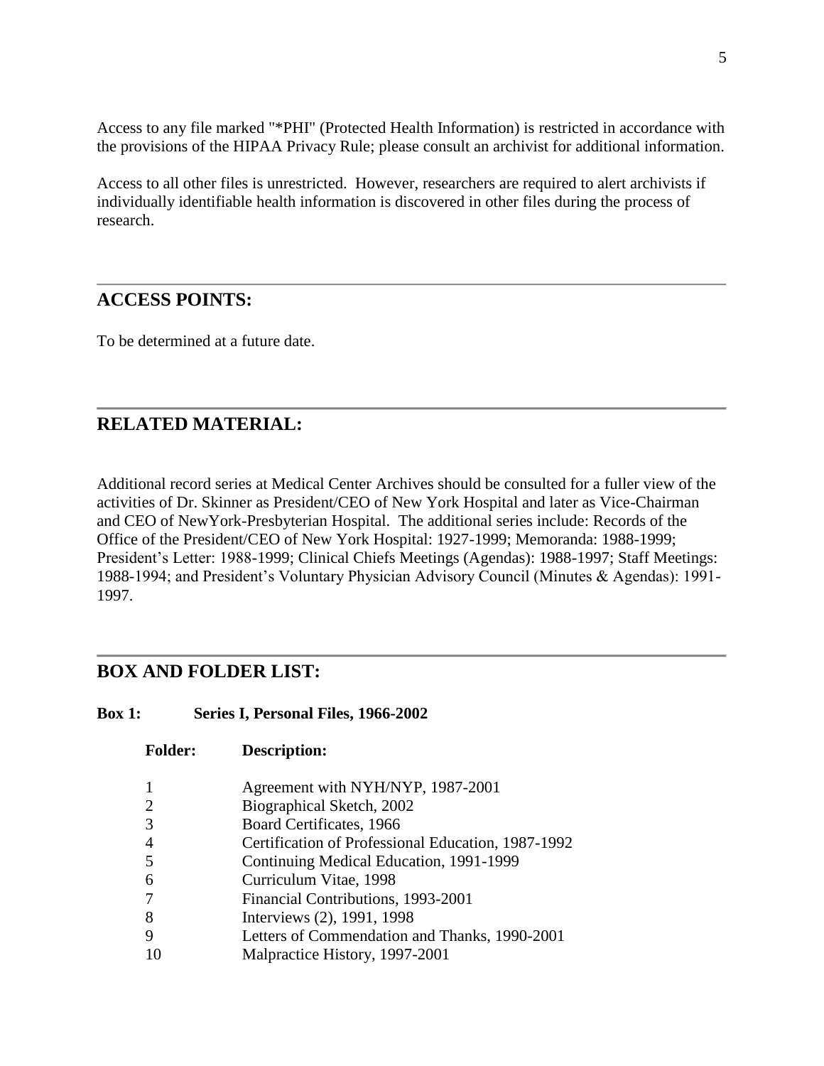Access to any file marked "*PHI" (Protected Health Information) is restricted in accordance with the provisions of the HIPAA Privacy Rule; please consult an archivist for additional information.

Access to all other files is unrestricted. However, researchers are required to alert archivists if individually identifiable health information is discovered in other files during the process of research.

## ACCESS POINTS:

To be determined at a future date.

## RELATED MATERIAL:

Additional record series at Medical Center Archives should be consulted for a fuller view of the activities of Dr. Skinner as President/CEO of New York Hospital and later as Vice-Chairman and CEO of NewYork-Presbyterian Hospital. The additional series include: Records of the Office of the President/CEO of New York Hospital: 1927-1999; Memoranda: 1988-1999; President's Letter: 1988-1999; Clinical Chiefs Meetings (Agendas): 1988-1997; Staff Meetings: 1988-1994; and President's Voluntary Physician Advisory Council (Minutes & Agendas): 1991-1997.

## BOX AND FOLDER LIST:

**Box 1: Series I, Personal Files, 1966-2002**

| Folder: | Description: |
|---|---|
| 1 | Agreement with NYH/NYP, 1987-2001 |
| 2 | Biographical Sketch, 2002 |
| 3 | Board Certificates, 1966 |
| 4 | Certification of Professional Education, 1987-1992 |
| 5 | Continuing Medical Education, 1991-1999 |
| 6 | Curriculum Vitae, 1998 |
| 7 | Financial Contributions, 1993-2001 |
| 8 | Interviews (2), 1991, 1998 |
| 9 | Letters of Commendation and Thanks, 1990-2001 |
| 10 | Malpractice History, 1997-2001 |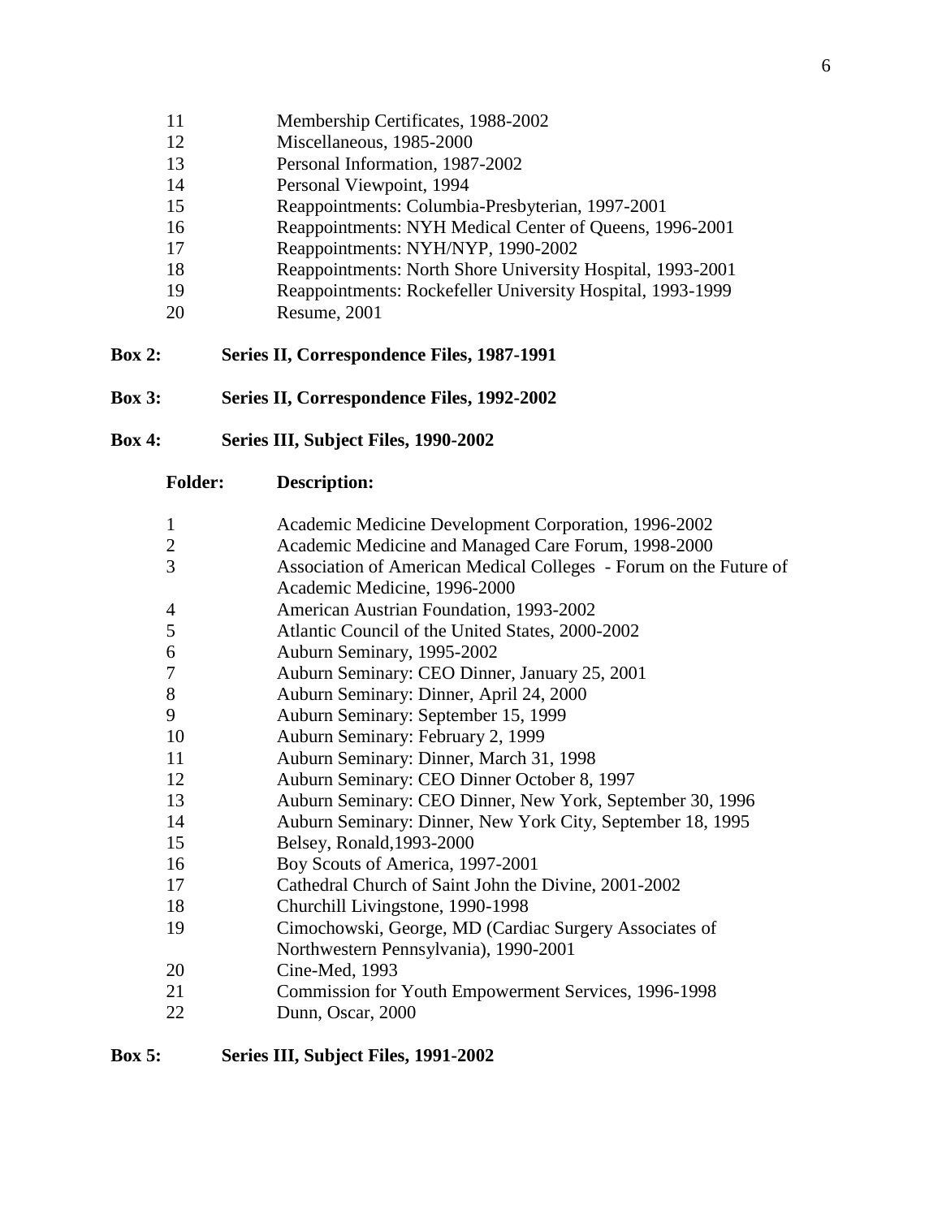| Folder: | Description: |
|---|---|
| 11 | Membership Certificates, 1988-2002 |
| 12 | Miscellaneous, 1985-2000 |
| 13 | Personal Information, 1987-2002 |
| 14 | Personal Viewpoint, 1994 |
| 15 | Reappointments: Columbia-Presbyterian, 1997-2001 |
| 16 | Reappointments: NYH Medical Center of Queens, 1996-2001 |
| 17 | Reappointments: NYH/NYP, 1990-2002 |
| 18 | Reappointments: North Shore University Hospital, 1993-2001 |
| 19 | Reappointments: Rockefeller University Hospital, 1993-1999 |
| 20 | Resume, 2001 |

**Box 2: Series II, Correspondence Files, 1987-1991**

**Box 3: Series II, Correspondence Files, 1992-2002**

**Box 4: Series III, Subject Files, 1990-2002**

| Folder: | Description: |
|---|---|
| 1 | Academic Medicine Development Corporation, 1996-2002 |
| 2 | Academic Medicine and Managed Care Forum, 1998-2000 |
| 3 | Association of American Medical Colleges - Forum on the Future of Academic Medicine, 1996-2000 |
| 4 | American Austrian Foundation, 1993-2002 |
| 5 | Atlantic Council of the United States, 2000-2002 |
| 6 | Auburn Seminary, 1995-2002 |
| 7 | Auburn Seminary: CEO Dinner, January 25, 2001 |
| 8 | Auburn Seminary: Dinner, April 24, 2000 |
| 9 | Auburn Seminary: September 15, 1999 |
| 10 | Auburn Seminary: February 2, 1999 |
| 11 | Auburn Seminary: Dinner, March 31, 1998 |
| 12 | Auburn Seminary: CEO Dinner October 8, 1997 |
| 13 | Auburn Seminary: CEO Dinner, New York, September 30, 1996 |
| 14 | Auburn Seminary: Dinner, New York City, September 18, 1995 |
| 15 | Belsey, Ronald,1993-2000 |
| 16 | Boy Scouts of America, 1997-2001 |
| 17 | Cathedral Church of Saint John the Divine, 2001-2002 |
| 18 | Churchill Livingstone, 1990-1998 |
| 19 | Cimochowski, George, MD (Cardiac Surgery Associates of Northwestern Pennsylvania), 1990-2001 |
| 20 | Cine-Med, 1993 |
| 21 | Commission for Youth Empowerment Services, 1996-1998 |
| 22 | Dunn, Oscar, 2000 |

**Box 5: Series III, Subject Files, 1991-2002**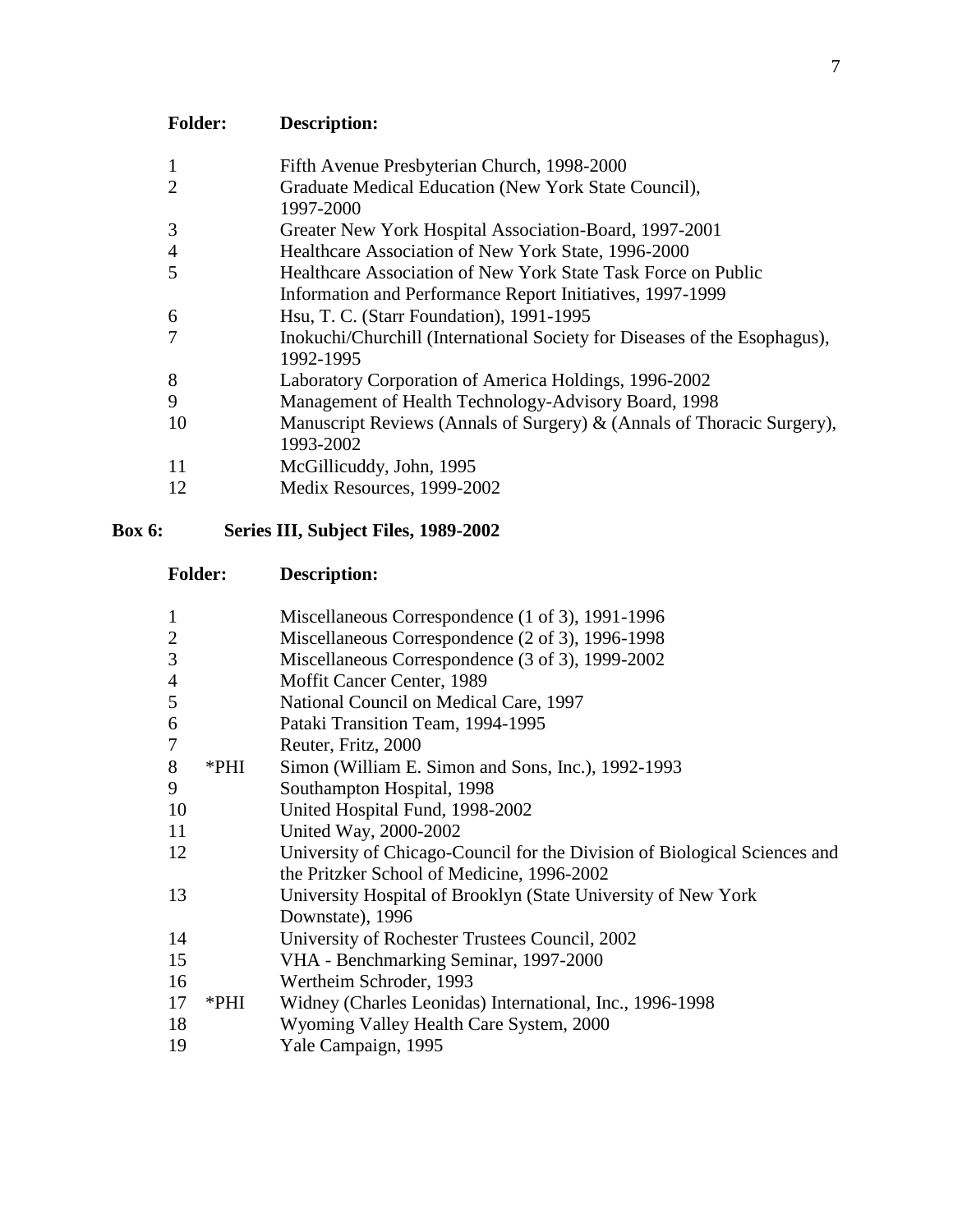| Folder: | Description: |
|---|---|
| 1 | Fifth Avenue Presbyterian Church, 1998-2000 |
| 2 | Graduate Medical Education (New York State Council), 1997-2000 |
| 3 | Greater New York Hospital Association-Board, 1997-2001 |
| 4 | Healthcare Association of New York State, 1996-2000 |
| 5 | Healthcare Association of New York State Task Force on Public Information and Performance Report Initiatives, 1997-1999 |
| 6 | Hsu, T. C. (Starr Foundation), 1991-1995 |
| 7 | Inokuchi/Churchill (International Society for Diseases of the Esophagus), 1992-1995 |
| 8 | Laboratory Corporation of America Holdings, 1996-2002 |
| 9 | Management of Health Technology-Advisory Board, 1998 |
| 10 | Manuscript Reviews (Annals of Surgery) & (Annals of Thoracic Surgery), 1993-2002 |
| 11 | McGillicuddy, John, 1995 |
| 12 | Medix Resources, 1999-2002 |

**Box 6: Series III, Subject Files, 1989-2002**

| Folder: | | Description: |
|---|---|---|
| 1 | | Miscellaneous Correspondence (1 of 3), 1991-1996 |
| 2 | | Miscellaneous Correspondence (2 of 3), 1996-1998 |
| 3 | | Miscellaneous Correspondence (3 of 3), 1999-2002 |
| 4 | | Moffit Cancer Center, 1989 |
| 5 | | National Council on Medical Care, 1997 |
| 6 | | Pataki Transition Team, 1994-1995 |
| 7 | | Reuter, Fritz, 2000 |
| 8 | *PHI | Simon (William E. Simon and Sons, Inc.), 1992-1993 |
| 9 | | Southampton Hospital, 1998 |
| 10 | | United Hospital Fund, 1998-2002 |
| 11 | | United Way, 2000-2002 |
| 12 | | University of Chicago-Council for the Division of Biological Sciences and the Pritzker School of Medicine, 1996-2002 |
| 13 | | University Hospital of Brooklyn (State University of New York Downstate), 1996 |
| 14 | | University of Rochester Trustees Council, 2002 |
| 15 | | VHA - Benchmarking Seminar, 1997-2000 |
| 16 | | Wertheim Schroder, 1993 |
| 17 | *PHI | Widney (Charles Leonidas) International, Inc., 1996-1998 |
| 18 | | Wyoming Valley Health Care System, 2000 |
| 19 | | Yale Campaign, 1995 |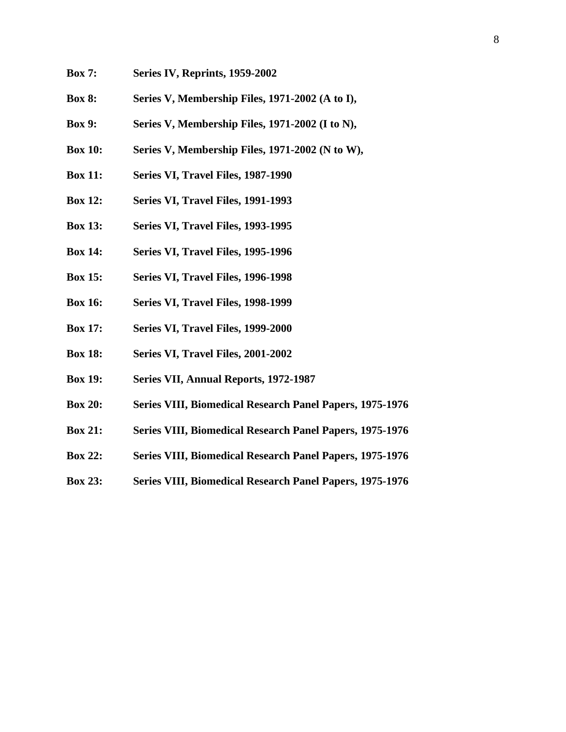**Box 7:** **Series IV, Reprints, 1959-2002**

**Box 8:** **Series V, Membership Files, 1971-2002 (A to I),**

**Box 9:** **Series V, Membership Files, 1971-2002 (I to N),**

**Box 10:** **Series V, Membership Files, 1971-2002 (N to W),**

**Box 11:** **Series VI, Travel Files, 1987-1990**

**Box 12:** **Series VI, Travel Files, 1991-1993**

**Box 13:** **Series VI, Travel Files, 1993-1995**

**Box 14:** **Series VI, Travel Files, 1995-1996**

**Box 15:** **Series VI, Travel Files, 1996-1998**

**Box 16:** **Series VI, Travel Files, 1998-1999**

**Box 17:** **Series VI, Travel Files, 1999-2000**

**Box 18:** **Series VI, Travel Files, 2001-2002**

**Box 19:** **Series VII, Annual Reports, 1972-1987**

**Box 20:** **Series VIII, Biomedical Research Panel Papers, 1975-1976**

**Box 21:** **Series VIII, Biomedical Research Panel Papers, 1975-1976**

**Box 22:** **Series VIII, Biomedical Research Panel Papers, 1975-1976**

**Box 23:** **Series VIII, Biomedical Research Panel Papers, 1975-1976**